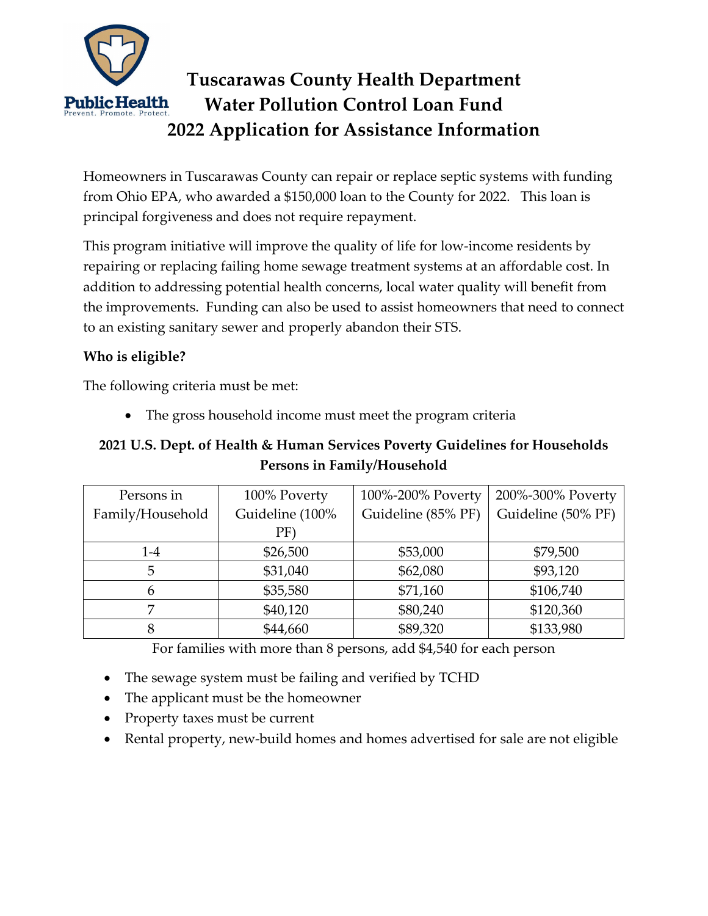# Tuscarawas County Health Department
# Water Pollution Control Loan Fund
# 2022 Application for Assistance Information

Homeowners in Tuscarawas County can repair or replace septic systems with funding from Ohio EPA, who awarded a $150,000 loan to the County for 2022. This loan is principal forgiveness and does not require repayment.

This program initiative will improve the quality of life for low-income residents by repairing or replacing failing home sewage treatment systems at an affordable cost. In addition to addressing potential health concerns, local water quality will benefit from the improvements. Funding can also be used to assist homeowners that need to connect to an existing sanitary sewer and properly abandon their STS.

**Who is eligible?**

The following criteria must be met:

- The gross household income must meet the program criteria

**2021 U.S. Dept. of Health & Human Services Poverty Guidelines for Households Persons in Family/Household**

| Persons in Family/Household | 100% Poverty Guideline (100% PF) | 100%-200% Poverty Guideline (85% PF) | 200%-300% Poverty Guideline (50% PF) |
|---|---|---|---|
| 1-4 | $26,500 | $53,000 | $79,500 |
| 5 | $31,040 | $62,080 | $93,120 |
| 6 | $35,580 | $71,160 | $106,740 |
| 7 | $40,120 | $80,240 | $120,360 |
| 8 | $44,660 | $89,320 | $133,980 |

For families with more than 8 persons, add $4,540 for each person

- The sewage system must be failing and verified by TCHD
- The applicant must be the homeowner
- Property taxes must be current
- Rental property, new-build homes and homes advertised for sale are not eligible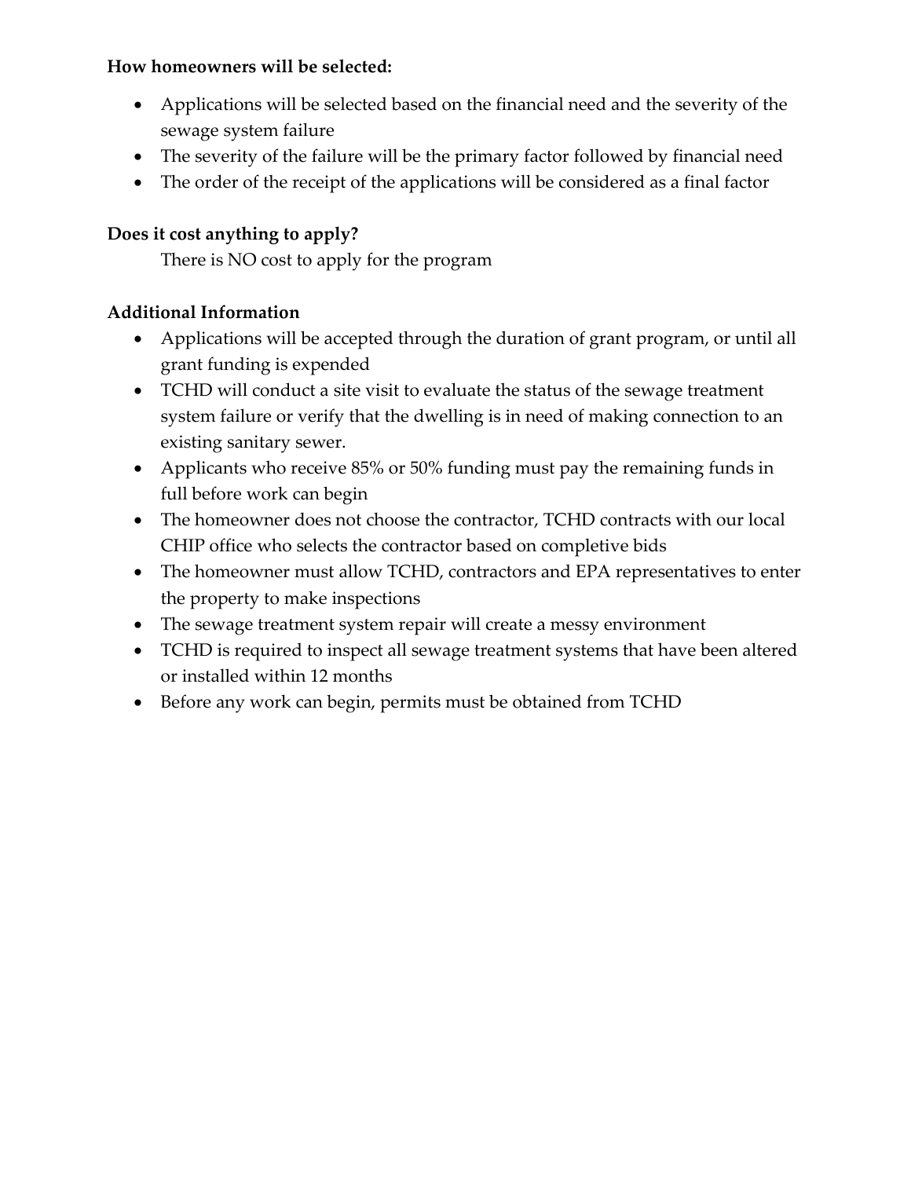**How homeowners will be selected:**

- Applications will be selected based on the financial need and the severity of the sewage system failure
- The severity of the failure will be the primary factor followed by financial need
- The order of the receipt of the applications will be considered as a final factor

**Does it cost anything to apply?**

There is NO cost to apply for the program

**Additional Information**

- Applications will be accepted through the duration of grant program, or until all grant funding is expended
- TCHD will conduct a site visit to evaluate the status of the sewage treatment system failure or verify that the dwelling is in need of making connection to an existing sanitary sewer.
- Applicants who receive 85% or 50% funding must pay the remaining funds in full before work can begin
- The homeowner does not choose the contractor, TCHD contracts with our local CHIP office who selects the contractor based on completive bids
- The homeowner must allow TCHD, contractors and EPA representatives to enter the property to make inspections
- The sewage treatment system repair will create a messy environment
- TCHD is required to inspect all sewage treatment systems that have been altered or installed within 12 months
- Before any work can begin, permits must be obtained from TCHD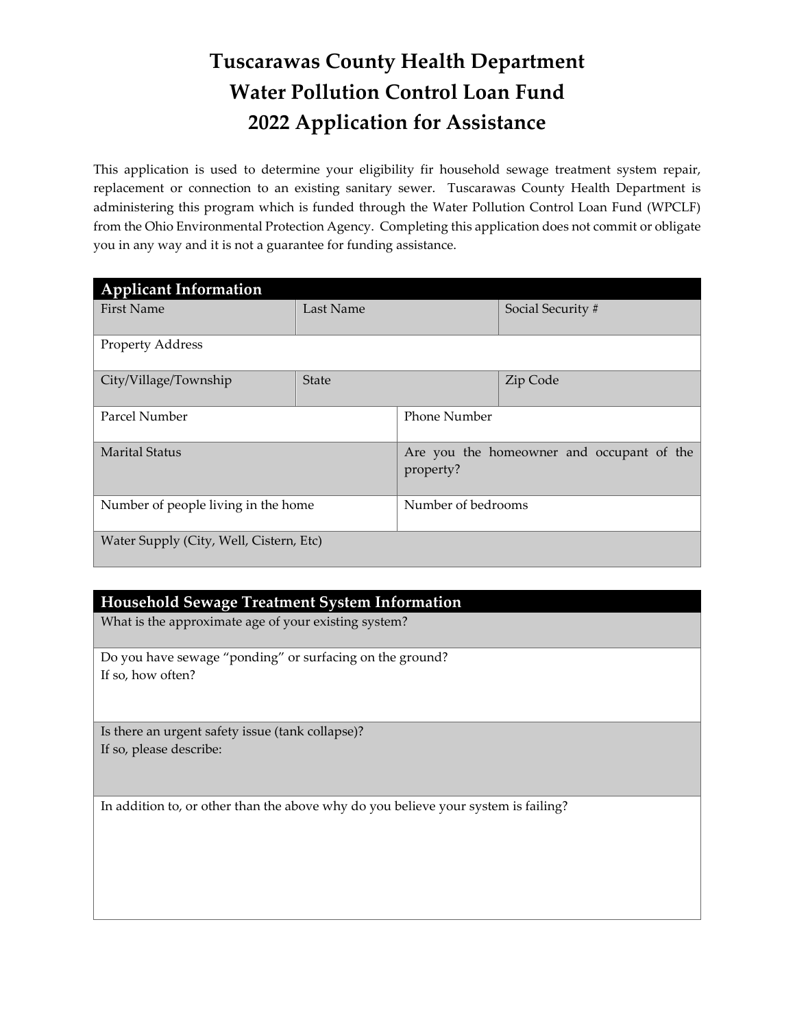# Tuscarawas County Health Department
# Water Pollution Control Loan Fund
# 2022 Application for Assistance

This application is used to determine your eligibility fir household sewage treatment system repair, replacement or connection to an existing sanitary sewer. Tuscarawas County Health Department is administering this program which is funded through the Water Pollution Control Loan Fund (WPCLF) from the Ohio Environmental Protection Agency. Completing this application does not commit or obligate you in any way and it is not a guarantee for funding assistance.

| Applicant Information | | |
|---|---|---|
| First Name | Last Name | Social Security # |
| Property Address | | |
| City/Village/Township | State | Zip Code |
| Parcel Number | Phone Number | |
| Marital Status | Are you the homeowner and occupant of the property? | |
| Number of people living in the home | Number of bedrooms | |
| Water Supply (City, Well, Cistern, Etc) | | |

| Household Sewage Treatment System Information |
|---|
| What is the approximate age of your existing system? |
| Do you have sewage "ponding" or surfacing on the ground?<br>If so, how often? |
| Is there an urgent safety issue (tank collapse)?<br>If so, please describe: |
| In addition to, or other than the above why do you believe your system is failing? |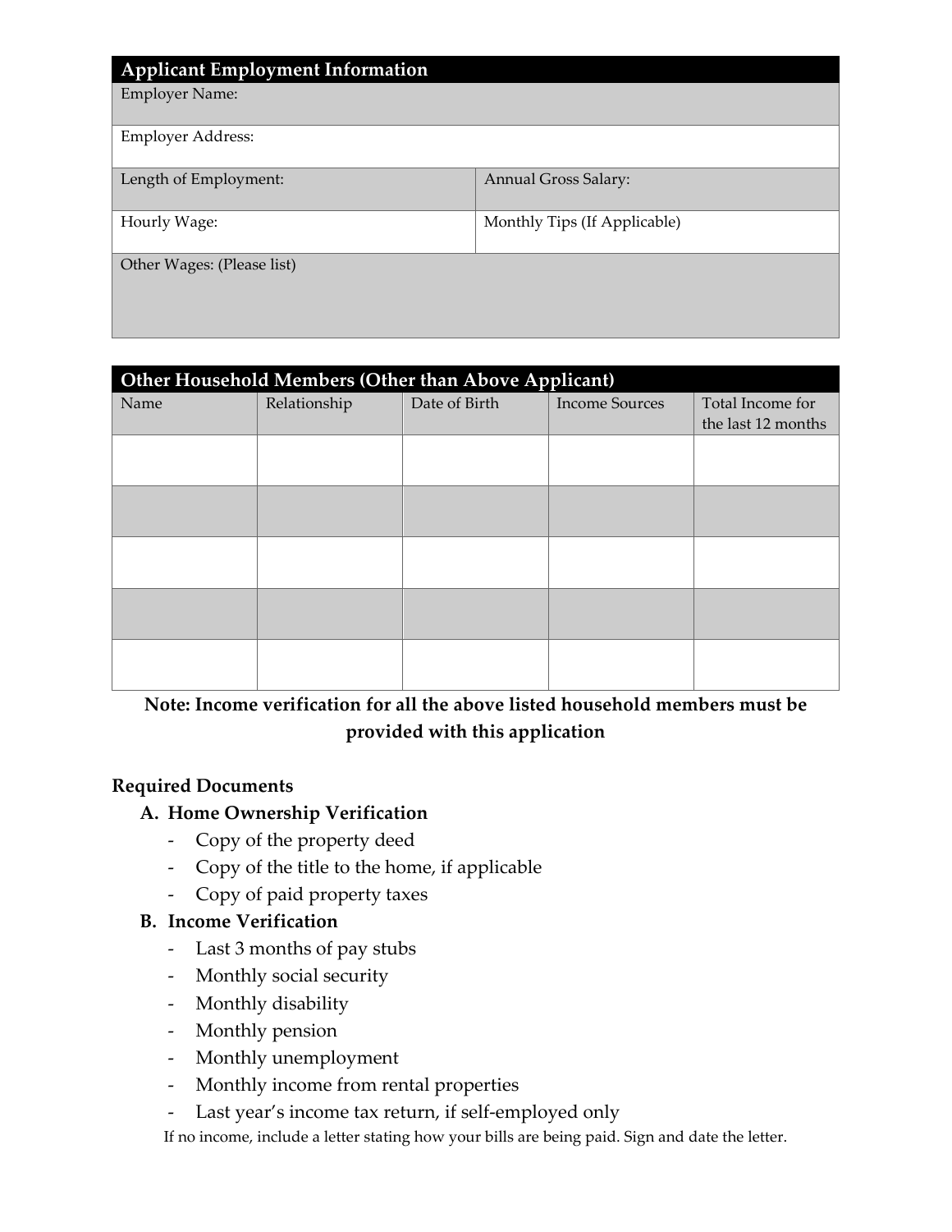| Applicant Employment Information | |
|---|---|
| Employer Name: | |
| Employer Address: | |
| Length of Employment: | Annual Gross Salary: |
| Hourly Wage: | Monthly Tips (If Applicable) |
| Other Wages: (Please list) | |

| Other Household Members (Other than Above Applicant) | | | | |
|---|---|---|---|---|
| Name | Relationship | Date of Birth | Income Sources | Total Income for the last 12 months |
| | | | | |
| | | | | |
| | | | | |
| | | | | |
| | | | | |

**Note: Income verification for all the above listed household members must be provided with this application**

**Required Documents**

**A. Home Ownership Verification**
- Copy of the property deed
- Copy of the title to the home, if applicable
- Copy of paid property taxes

**B. Income Verification**
- Last 3 months of pay stubs
- Monthly social security
- Monthly disability
- Monthly pension
- Monthly unemployment
- Monthly income from rental properties
- Last year's income tax return, if self-employed only

If no income, include a letter stating how your bills are being paid. Sign and date the letter.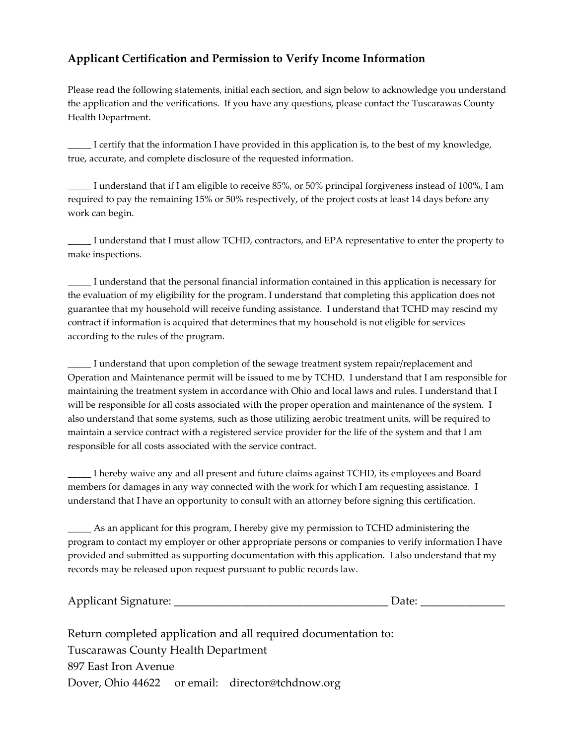## Applicant Certification and Permission to Verify Income Information

Please read the following statements, initial each section, and sign below to acknowledge you understand the application and the verifications. If you have any questions, please contact the Tuscarawas County Health Department.

_____ I certify that the information I have provided in this application is, to the best of my knowledge, true, accurate, and complete disclosure of the requested information.

_____ I understand that if I am eligible to receive 85%, or 50% principal forgiveness instead of 100%, I am required to pay the remaining 15% or 50% respectively, of the project costs at least 14 days before any work can begin.

_____ I understand that I must allow TCHD, contractors, and EPA representative to enter the property to make inspections.

_____ I understand that the personal financial information contained in this application is necessary for the evaluation of my eligibility for the program. I understand that completing this application does not guarantee that my household will receive funding assistance. I understand that TCHD may rescind my contract if information is acquired that determines that my household is not eligible for services according to the rules of the program.

_____ I understand that upon completion of the sewage treatment system repair/replacement and Operation and Maintenance permit will be issued to me by TCHD. I understand that I am responsible for maintaining the treatment system in accordance with Ohio and local laws and rules. I understand that I will be responsible for all costs associated with the proper operation and maintenance of the system. I also understand that some systems, such as those utilizing aerobic treatment units, will be required to maintain a service contract with a registered service provider for the life of the system and that I am responsible for all costs associated with the service contract.

_____ I hereby waive any and all present and future claims against TCHD, its employees and Board members for damages in any way connected with the work for which I am requesting assistance. I understand that I have an opportunity to consult with an attorney before signing this certification.

_____ As an applicant for this program, I hereby give my permission to TCHD administering the program to contact my employer or other appropriate persons or companies to verify information I have provided and submitted as supporting documentation with this application. I also understand that my records may be released upon request pursuant to public records law.

Applicant Signature: _______________________________________ Date: _______________

Return completed application and all required documentation to:
Tuscarawas County Health Department
897 East Iron Avenue
Dover, Ohio 44622 or email: director@tchdnow.org